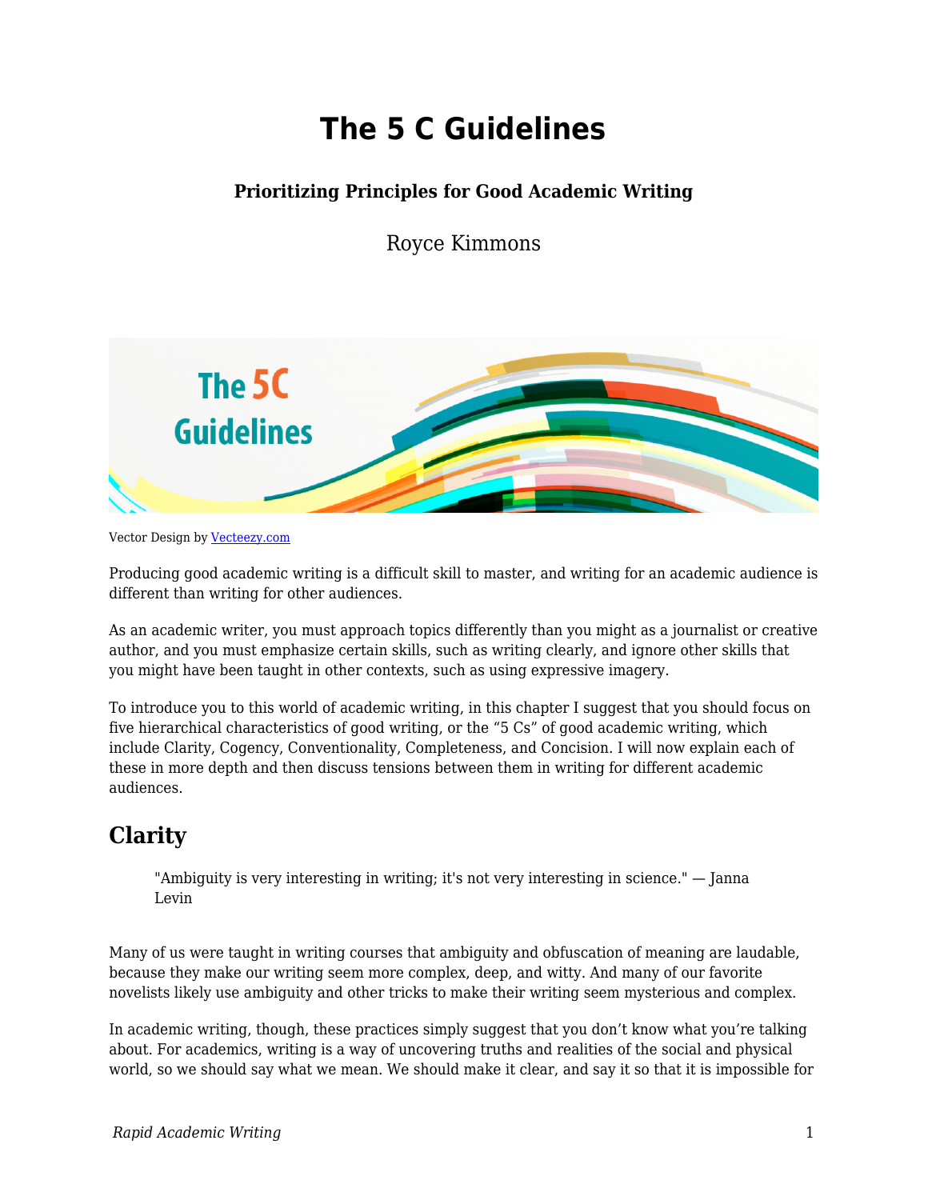# The 5 C Guidelines

**Prioritizing Principles for Good Academic Writing**

Royce Kimmons

Vector Design by [Vecteezy.com]

Producing good academic writing is a difficult skill to master, and writing for an academic audience is different than writing for other audiences.

As an academic writer, you must approach topics differently than you might as a journalist or creative author, and you must emphasize certain skills, such as writing clearly, and ignore other skills that you might have been taught in other contexts, such as using expressive imagery.

To introduce you to this world of academic writing, in this chapter I suggest that you should focus on five hierarchical characteristics of good writing, or the "5 Cs" of good academic writing, which include Clarity, Cogency, Conventionality, Completeness, and Concision. I will now explain each of these in more depth and then discuss tensions between them in writing for different academic audiences.

## Clarity

> "Ambiguity is very interesting in writing; it's not very interesting in science." — Janna Levin

Many of us were taught in writing courses that ambiguity and obfuscation of meaning are laudable, because they make our writing seem more complex, deep, and witty. And many of our favorite novelists likely use ambiguity and other tricks to make their writing seem mysterious and complex.

In academic writing, though, these practices simply suggest that you don't know what you're talking about. For academics, writing is a way of uncovering truths and realities of the social and physical world, so we should say what we mean. We should make it clear, and say it so that it is impossible for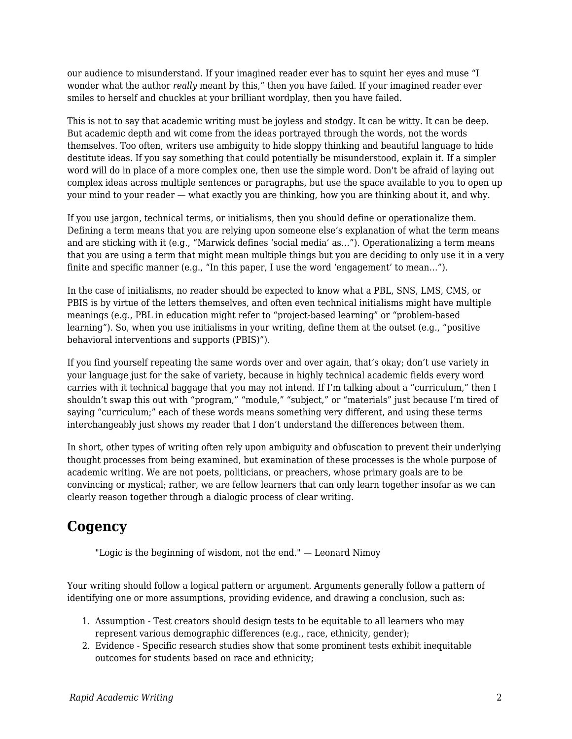our audience to misunderstand. If your imagined reader ever has to squint her eyes and muse “I wonder what the author *really* meant by this,” then you have failed. If your imagined reader ever smiles to herself and chuckles at your brilliant wordplay, then you have failed.

This is not to say that academic writing must be joyless and stodgy. It can be witty. It can be deep. But academic depth and wit come from the ideas portrayed through the words, not the words themselves. Too often, writers use ambiguity to hide sloppy thinking and beautiful language to hide destitute ideas. If you say something that could potentially be misunderstood, explain it. If a simpler word will do in place of a more complex one, then use the simple word. Don't be afraid of laying out complex ideas across multiple sentences or paragraphs, but use the space available to you to open up your mind to your reader — what exactly you are thinking, how you are thinking about it, and why.

If you use jargon, technical terms, or initialisms, then you should define or operationalize them. Defining a term means that you are relying upon someone else’s explanation of what the term means and are sticking with it (e.g., “Marwick defines ‘social media’ as…”). Operationalizing a term means that you are using a term that might mean multiple things but you are deciding to only use it in a very finite and specific manner (e.g., “In this paper, I use the word ‘engagement’ to mean…”).

In the case of initialisms, no reader should be expected to know what a PBL, SNS, LMS, CMS, or PBIS is by virtue of the letters themselves, and often even technical initialisms might have multiple meanings (e.g., PBL in education might refer to “project-based learning” or “problem-based learning”). So, when you use initialisms in your writing, define them at the outset (e.g., “positive behavioral interventions and supports (PBIS)”).

If you find yourself repeating the same words over and over again, that’s okay; don’t use variety in your language just for the sake of variety, because in highly technical academic fields every word carries with it technical baggage that you may not intend. If I’m talking about a “curriculum,” then I shouldn’t swap this out with “program,” “module,” “subject,” or “materials” just because I’m tired of saying “curriculum;” each of these words means something very different, and using these terms interchangeably just shows my reader that I don’t understand the differences between them.

In short, other types of writing often rely upon ambiguity and obfuscation to prevent their underlying thought processes from being examined, but examination of these processes is the whole purpose of academic writing. We are not poets, politicians, or preachers, whose primary goals are to be convincing or mystical; rather, we are fellow learners that can only learn together insofar as we can clearly reason together through a dialogic process of clear writing.

## Cogency

> "Logic is the beginning of wisdom, not the end." — Leonard Nimoy

Your writing should follow a logical pattern or argument. Arguments generally follow a pattern of identifying one or more assumptions, providing evidence, and drawing a conclusion, such as:

1. Assumption - Test creators should design tests to be equitable to all learners who may represent various demographic differences (e.g., race, ethnicity, gender);
2. Evidence - Specific research studies show that some prominent tests exhibit inequitable outcomes for students based on race and ethnicity;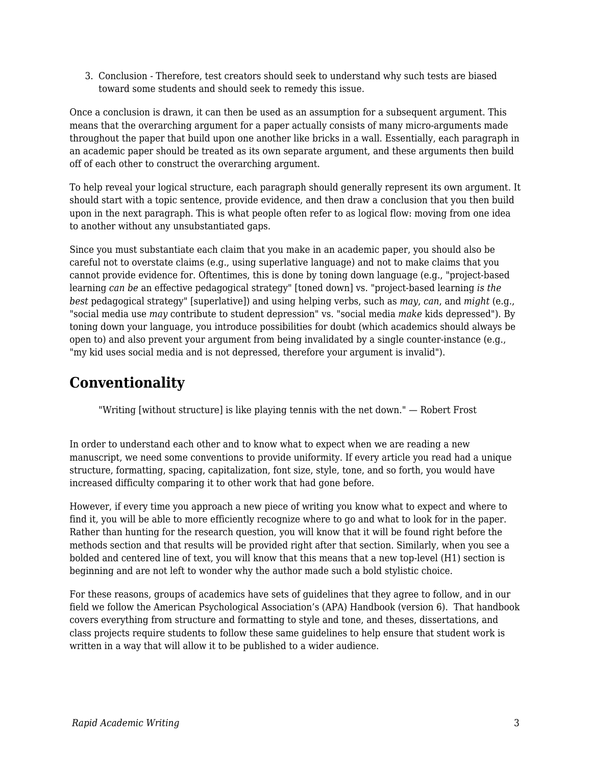3. Conclusion - Therefore, test creators should seek to understand why such tests are biased toward some students and should seek to remedy this issue.

Once a conclusion is drawn, it can then be used as an assumption for a subsequent argument. This means that the overarching argument for a paper actually consists of many micro-arguments made throughout the paper that build upon one another like bricks in a wall. Essentially, each paragraph in an academic paper should be treated as its own separate argument, and these arguments then build off of each other to construct the overarching argument.

To help reveal your logical structure, each paragraph should generally represent its own argument. It should start with a topic sentence, provide evidence, and then draw a conclusion that you then build upon in the next paragraph. This is what people often refer to as logical flow: moving from one idea to another without any unsubstantiated gaps.

Since you must substantiate each claim that you make in an academic paper, you should also be careful not to overstate claims (e.g., using superlative language) and not to make claims that you cannot provide evidence for. Oftentimes, this is done by toning down language (e.g., "project-based learning *can be* an effective pedagogical strategy" [toned down] vs. "project-based learning *is the best* pedagogical strategy" [superlative]) and using helping verbs, such as *may*, *can*, and *might* (e.g., "social media use *may* contribute to student depression" vs. "social media *make* kids depressed"). By toning down your language, you introduce possibilities for doubt (which academics should always be open to) and also prevent your argument from being invalidated by a single counter-instance (e.g., "my kid uses social media and is not depressed, therefore your argument is invalid").

## Conventionality

> "Writing [without structure] is like playing tennis with the net down." — Robert Frost

In order to understand each other and to know what to expect when we are reading a new manuscript, we need some conventions to provide uniformity. If every article you read had a unique structure, formatting, spacing, capitalization, font size, style, tone, and so forth, you would have increased difficulty comparing it to other work that had gone before.

However, if every time you approach a new piece of writing you know what to expect and where to find it, you will be able to more efficiently recognize where to go and what to look for in the paper. Rather than hunting for the research question, you will know that it will be found right before the methods section and that results will be provided right after that section. Similarly, when you see a bolded and centered line of text, you will know that this means that a new top-level (H1) section is beginning and are not left to wonder why the author made such a bold stylistic choice.

For these reasons, groups of academics have sets of guidelines that they agree to follow, and in our field we follow the American Psychological Association's (APA) Handbook (version 6). That handbook covers everything from structure and formatting to style and tone, and theses, dissertations, and class projects require students to follow these same guidelines to help ensure that student work is written in a way that will allow it to be published to a wider audience.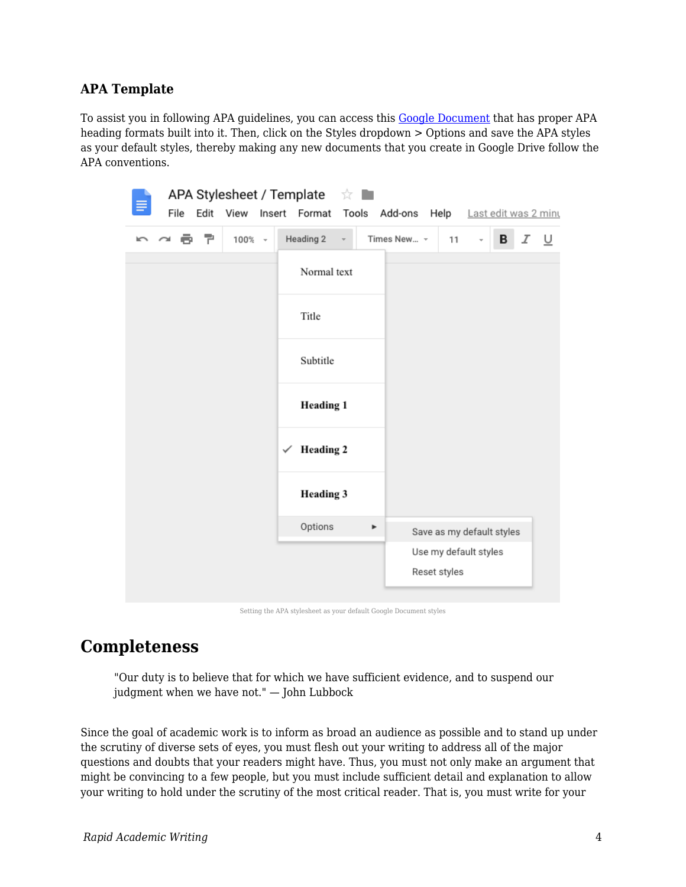### APA Template

To assist you in following APA guidelines, you can access this Google Document that has proper APA heading formats built into it. Then, click on the Styles dropdown > Options and save the APA styles as your default styles, thereby making any new documents that you create in Google Drive follow the APA conventions.

Setting the APA stylesheet as your default Google Document styles

## Completeness

> "Our duty is to believe that for which we have sufficient evidence, and to suspend our judgment when we have not." — John Lubbock

Since the goal of academic work is to inform as broad an audience as possible and to stand up under the scrutiny of diverse sets of eyes, you must flesh out your writing to address all of the major questions and doubts that your readers might have. Thus, you must not only make an argument that might be convincing to a few people, but you must include sufficient detail and explanation to allow your writing to hold under the scrutiny of the most critical reader. That is, you must write for your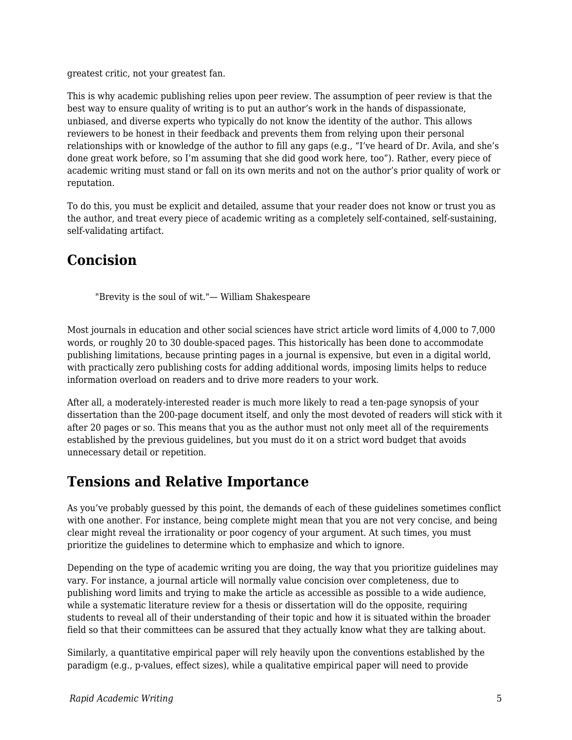greatest critic, not your greatest fan.

This is why academic publishing relies upon peer review. The assumption of peer review is that the best way to ensure quality of writing is to put an author's work in the hands of dispassionate, unbiased, and diverse experts who typically do not know the identity of the author. This allows reviewers to be honest in their feedback and prevents them from relying upon their personal relationships with or knowledge of the author to fill any gaps (e.g., "I've heard of Dr. Avila, and she's done great work before, so I'm assuming that she did good work here, too"). Rather, every piece of academic writing must stand or fall on its own merits and not on the author's prior quality of work or reputation.

To do this, you must be explicit and detailed, assume that your reader does not know or trust you as the author, and treat every piece of academic writing as a completely self-contained, self-sustaining, self-validating artifact.

## Concision

> "Brevity is the soul of wit."— William Shakespeare

Most journals in education and other social sciences have strict article word limits of 4,000 to 7,000 words, or roughly 20 to 30 double-spaced pages. This historically has been done to accommodate publishing limitations, because printing pages in a journal is expensive, but even in a digital world, with practically zero publishing costs for adding additional words, imposing limits helps to reduce information overload on readers and to drive more readers to your work.

After all, a moderately-interested reader is much more likely to read a ten-page synopsis of your dissertation than the 200-page document itself, and only the most devoted of readers will stick with it after 20 pages or so. This means that you as the author must not only meet all of the requirements established by the previous guidelines, but you must do it on a strict word budget that avoids unnecessary detail or repetition.

## Tensions and Relative Importance

As you've probably guessed by this point, the demands of each of these guidelines sometimes conflict with one another. For instance, being complete might mean that you are not very concise, and being clear might reveal the irrationality or poor cogency of your argument. At such times, you must prioritize the guidelines to determine which to emphasize and which to ignore.

Depending on the type of academic writing you are doing, the way that you prioritize guidelines may vary. For instance, a journal article will normally value concision over completeness, due to publishing word limits and trying to make the article as accessible as possible to a wide audience, while a systematic literature review for a thesis or dissertation will do the opposite, requiring students to reveal all of their understanding of their topic and how it is situated within the broader field so that their committees can be assured that they actually know what they are talking about.

Similarly, a quantitative empirical paper will rely heavily upon the conventions established by the paradigm (e.g., p-values, effect sizes), while a qualitative empirical paper will need to provide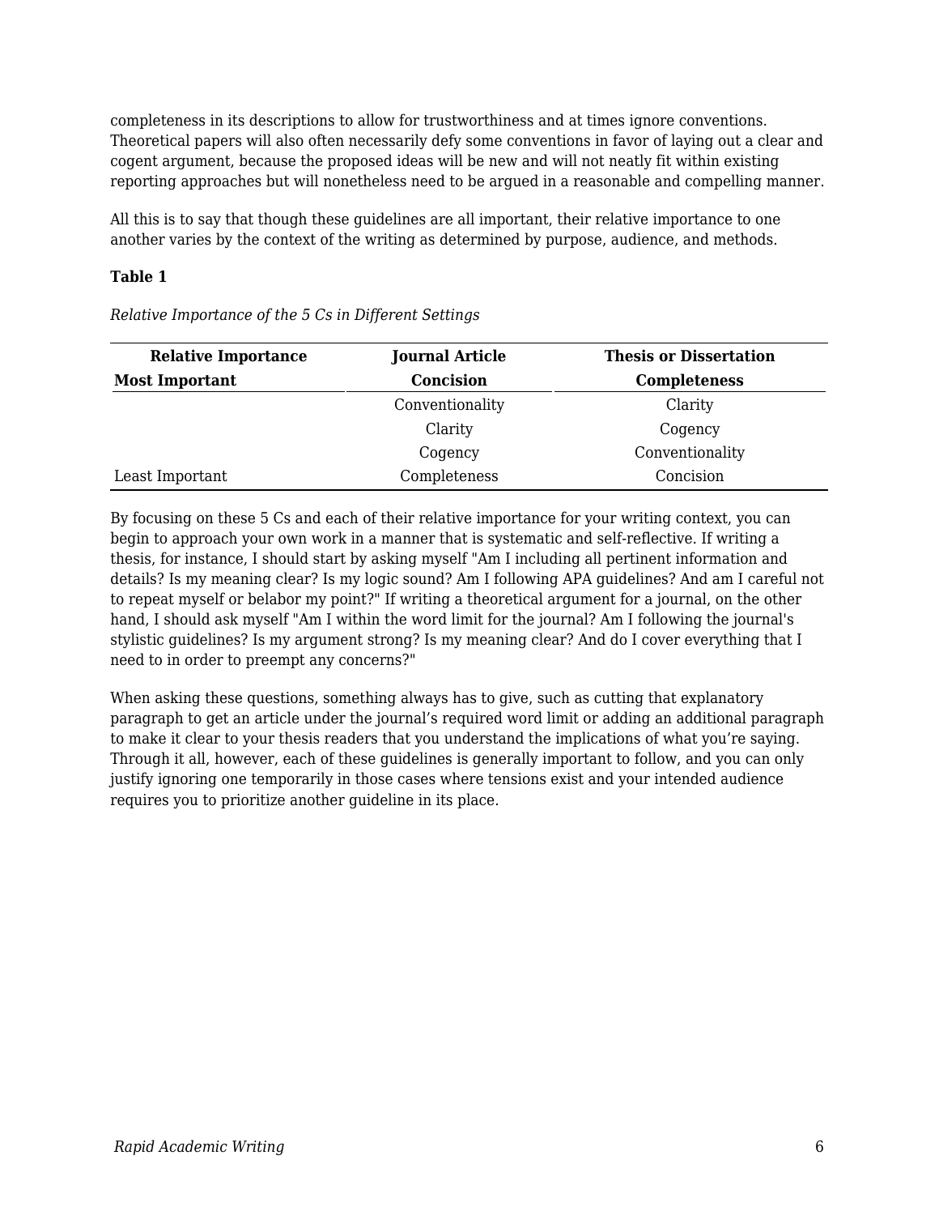completeness in its descriptions to allow for trustworthiness and at times ignore conventions. Theoretical papers will also often necessarily defy some conventions in favor of laying out a clear and cogent argument, because the proposed ideas will be new and will not neatly fit within existing reporting approaches but will nonetheless need to be argued in a reasonable and compelling manner.

All this is to say that though these guidelines are all important, their relative importance to one another varies by the context of the writing as determined by purpose, audience, and methods.

**Table 1**

*Relative Importance of the 5 Cs in Different Settings*

| **Relative Importance** | **Journal Article** | **Thesis or Dissertation** |
|---|---|---|
| **Most Important** | **Concision** | **Completeness** |
| | Conventionality | Clarity |
| | Clarity | Cogency |
| | Cogency | Conventionality |
| Least Important | Completeness | Concision |

By focusing on these 5 Cs and each of their relative importance for your writing context, you can begin to approach your own work in a manner that is systematic and self-reflective. If writing a thesis, for instance, I should start by asking myself "Am I including all pertinent information and details? Is my meaning clear? Is my logic sound? Am I following APA guidelines? And am I careful not to repeat myself or belabor my point?" If writing a theoretical argument for a journal, on the other hand, I should ask myself "Am I within the word limit for the journal? Am I following the journal's stylistic guidelines? Is my argument strong? Is my meaning clear? And do I cover everything that I need to in order to preempt any concerns?"

When asking these questions, something always has to give, such as cutting that explanatory paragraph to get an article under the journal's required word limit or adding an additional paragraph to make it clear to your thesis readers that you understand the implications of what you're saying. Through it all, however, each of these guidelines is generally important to follow, and you can only justify ignoring one temporarily in those cases where tensions exist and your intended audience requires you to prioritize another guideline in its place.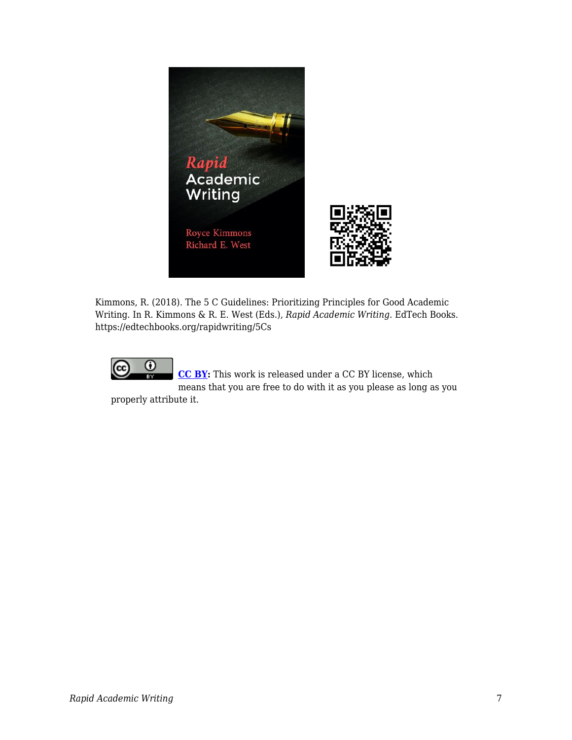Kimmons, R. (2018). The 5 C Guidelines: Prioritizing Principles for Good Academic Writing. In R. Kimmons & R. E. West (Eds.), *Rapid Academic Writing*. EdTech Books. https://edtechbooks.org/rapidwriting/5Cs

**CC BY:** This work is released under a CC BY license, which means that you are free to do with it as you please as long as you properly attribute it.